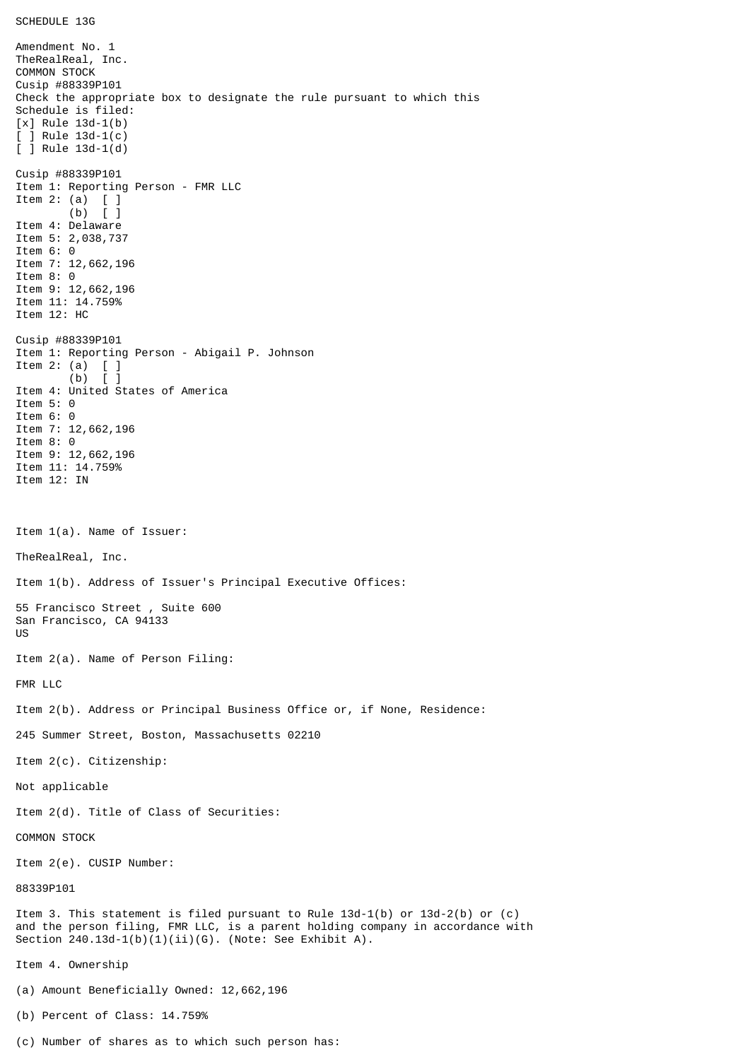SCHEDULE 13G

Amendment No. 1
TheRealReal, Inc.
COMMON STOCK
Cusip #88339P101
Check the appropriate box to designate the rule pursuant to which this Schedule is filed:
[x] Rule 13d-1(b)
[ ] Rule 13d-1(c)
[ ] Rule 13d-1(d)

Cusip #88339P101
Item 1: Reporting Person - FMR LLC
Item 2: (a) [ ]
(b) [ ]
Item 4: Delaware
Item 5: 2,038,737
Item 6: 0
Item 7: 12,662,196
Item 8: 0
Item 9: 12,662,196
Item 11: 14.759%
Item 12: HC

Cusip #88339P101
Item 1: Reporting Person - Abigail P. Johnson
Item 2: (a) [ ]
(b) [ ]
Item 4: United States of America
Item 5: 0
Item 6: 0
Item 7: 12,662,196
Item 8: 0
Item 9: 12,662,196
Item 11: 14.759%
Item 12: IN

Item 1(a). Name of Issuer:

TheRealReal, Inc.

Item 1(b). Address of Issuer's Principal Executive Offices:

55 Francisco Street , Suite 600
San Francisco, CA 94133
US

Item 2(a). Name of Person Filing:

FMR LLC

Item 2(b). Address or Principal Business Office or, if None, Residence:

245 Summer Street, Boston, Massachusetts 02210

Item 2(c). Citizenship:

Not applicable

Item 2(d). Title of Class of Securities:

COMMON STOCK

Item 2(e). CUSIP Number:

88339P101

Item 3. This statement is filed pursuant to Rule 13d-1(b) or 13d-2(b) or (c) and the person filing, FMR LLC, is a parent holding company in accordance with Section 240.13d-1(b)(1)(ii)(G). (Note: See Exhibit A).

Item 4. Ownership

(a) Amount Beneficially Owned: 12,662,196

(b) Percent of Class: 14.759%

(c) Number of shares as to which such person has: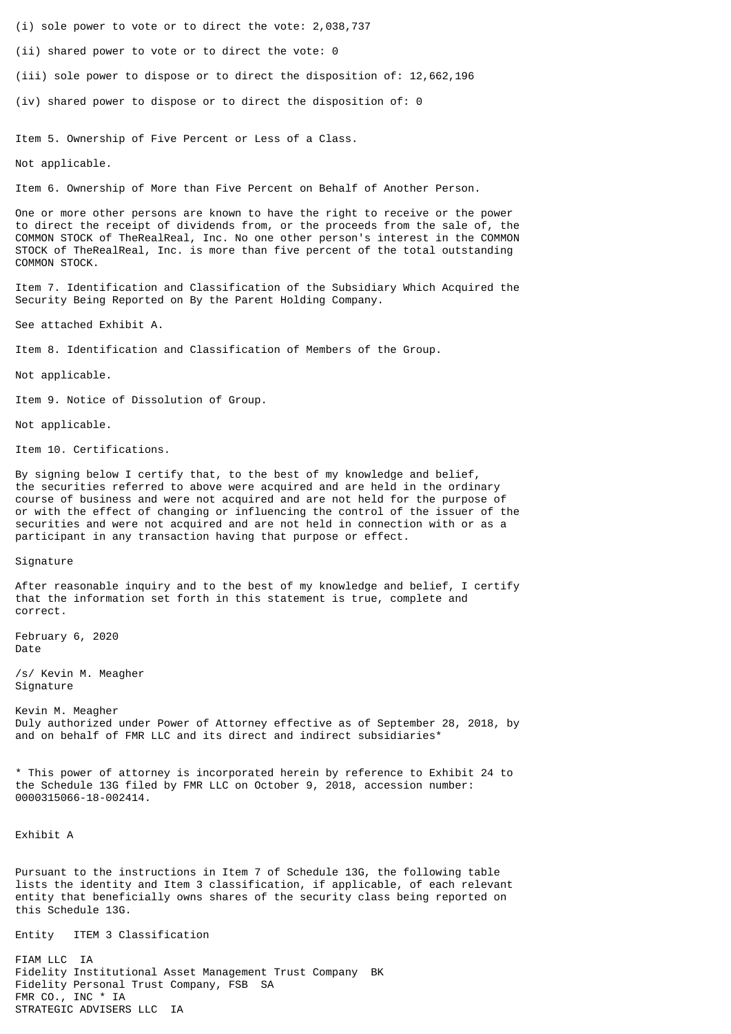(i) sole power to vote or to direct the vote: 2,038,737

(ii) shared power to vote or to direct the vote: 0

(iii) sole power to dispose or to direct the disposition of: 12,662,196

(iv) shared power to dispose or to direct the disposition of: 0

Item 5. Ownership of Five Percent or Less of a Class.

Not applicable.

Item 6. Ownership of More than Five Percent on Behalf of Another Person.

One or more other persons are known to have the right to receive or the power to direct the receipt of dividends from, or the proceeds from the sale of, the COMMON STOCK of TheRealReal, Inc. No one other person's interest in the COMMON STOCK of TheRealReal, Inc. is more than five percent of the total outstanding COMMON STOCK.

Item 7. Identification and Classification of the Subsidiary Which Acquired the Security Being Reported on By the Parent Holding Company.

See attached Exhibit A.

Item 8. Identification and Classification of Members of the Group.

Not applicable.

Item 9. Notice of Dissolution of Group.

Not applicable.

Item 10. Certifications.

By signing below I certify that, to the best of my knowledge and belief, the securities referred to above were acquired and are held in the ordinary course of business and were not acquired and are not held for the purpose of or with the effect of changing or influencing the control of the issuer of the securities and were not acquired and are not held in connection with or as a participant in any transaction having that purpose or effect.

Signature

After reasonable inquiry and to the best of my knowledge and belief, I certify that the information set forth in this statement is true, complete and correct.

February 6, 2020
Date

/s/ Kevin M. Meagher
Signature

Kevin M. Meagher
Duly authorized under Power of Attorney effective as of September 28, 2018, by and on behalf of FMR LLC and its direct and indirect subsidiaries*

* This power of attorney is incorporated herein by reference to Exhibit 24 to the Schedule 13G filed by FMR LLC on October 9, 2018, accession number: 0000315066-18-002414.

Exhibit A

Pursuant to the instructions in Item 7 of Schedule 13G, the following table lists the identity and Item 3 classification, if applicable, of each relevant entity that beneficially owns shares of the security class being reported on this Schedule 13G.

| Entity | ITEM 3 Classification |
| --- | --- |
| FIAM LLC | IA |
| Fidelity Institutional Asset Management Trust Company | BK |
| Fidelity Personal Trust Company, FSB | SA |
| FMR CO., INC * | IA |
| STRATEGIC ADVISERS LLC | IA |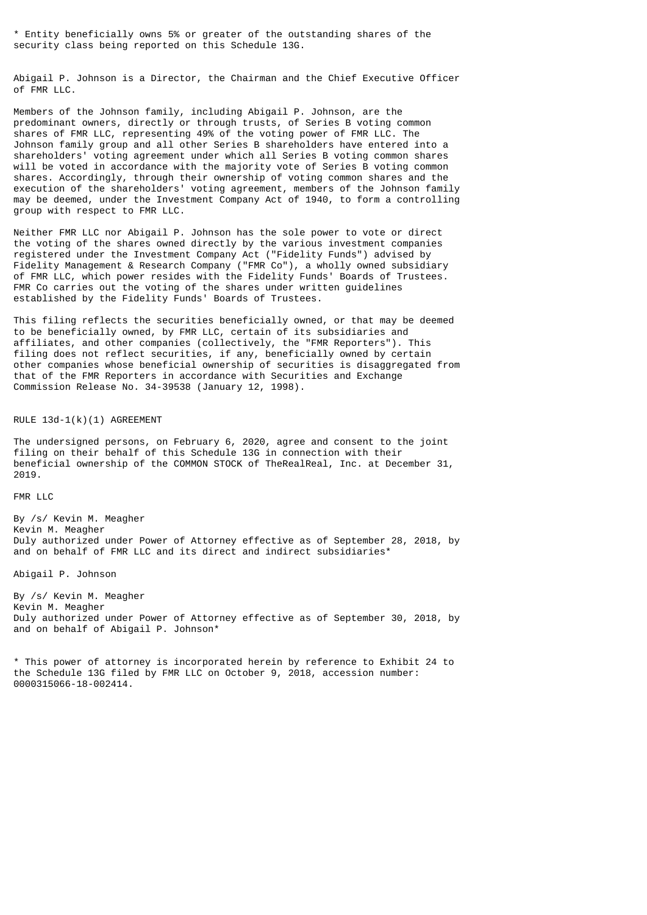* Entity beneficially owns 5% or greater of the outstanding shares of the security class being reported on this Schedule 13G.

Abigail P. Johnson is a Director, the Chairman and the Chief Executive Officer of FMR LLC.

Members of the Johnson family, including Abigail P. Johnson, are the predominant owners, directly or through trusts, of Series B voting common shares of FMR LLC, representing 49% of the voting power of FMR LLC. The Johnson family group and all other Series B shareholders have entered into a shareholders' voting agreement under which all Series B voting common shares will be voted in accordance with the majority vote of Series B voting common shares. Accordingly, through their ownership of voting common shares and the execution of the shareholders' voting agreement, members of the Johnson family may be deemed, under the Investment Company Act of 1940, to form a controlling group with respect to FMR LLC.

Neither FMR LLC nor Abigail P. Johnson has the sole power to vote or direct the voting of the shares owned directly by the various investment companies registered under the Investment Company Act ("Fidelity Funds") advised by Fidelity Management & Research Company ("FMR Co"), a wholly owned subsidiary of FMR LLC, which power resides with the Fidelity Funds' Boards of Trustees. FMR Co carries out the voting of the shares under written guidelines established by the Fidelity Funds' Boards of Trustees.

This filing reflects the securities beneficially owned, or that may be deemed to be beneficially owned, by FMR LLC, certain of its subsidiaries and affiliates, and other companies (collectively, the "FMR Reporters"). This filing does not reflect securities, if any, beneficially owned by certain other companies whose beneficial ownership of securities is disaggregated from that of the FMR Reporters in accordance with Securities and Exchange Commission Release No. 34-39538 (January 12, 1998).

RULE 13d-1(k)(1) AGREEMENT

The undersigned persons, on February 6, 2020, agree and consent to the joint filing on their behalf of this Schedule 13G in connection with their beneficial ownership of the COMMON STOCK of TheRealReal, Inc. at December 31, 2019.

FMR LLC

By /s/ Kevin M. Meagher
Kevin M. Meagher
Duly authorized under Power of Attorney effective as of September 28, 2018, by and on behalf of FMR LLC and its direct and indirect subsidiaries*

Abigail P. Johnson

By /s/ Kevin M. Meagher
Kevin M. Meagher
Duly authorized under Power of Attorney effective as of September 30, 2018, by and on behalf of Abigail P. Johnson*

* This power of attorney is incorporated herein by reference to Exhibit 24 to the Schedule 13G filed by FMR LLC on October 9, 2018, accession number: 0000315066-18-002414.